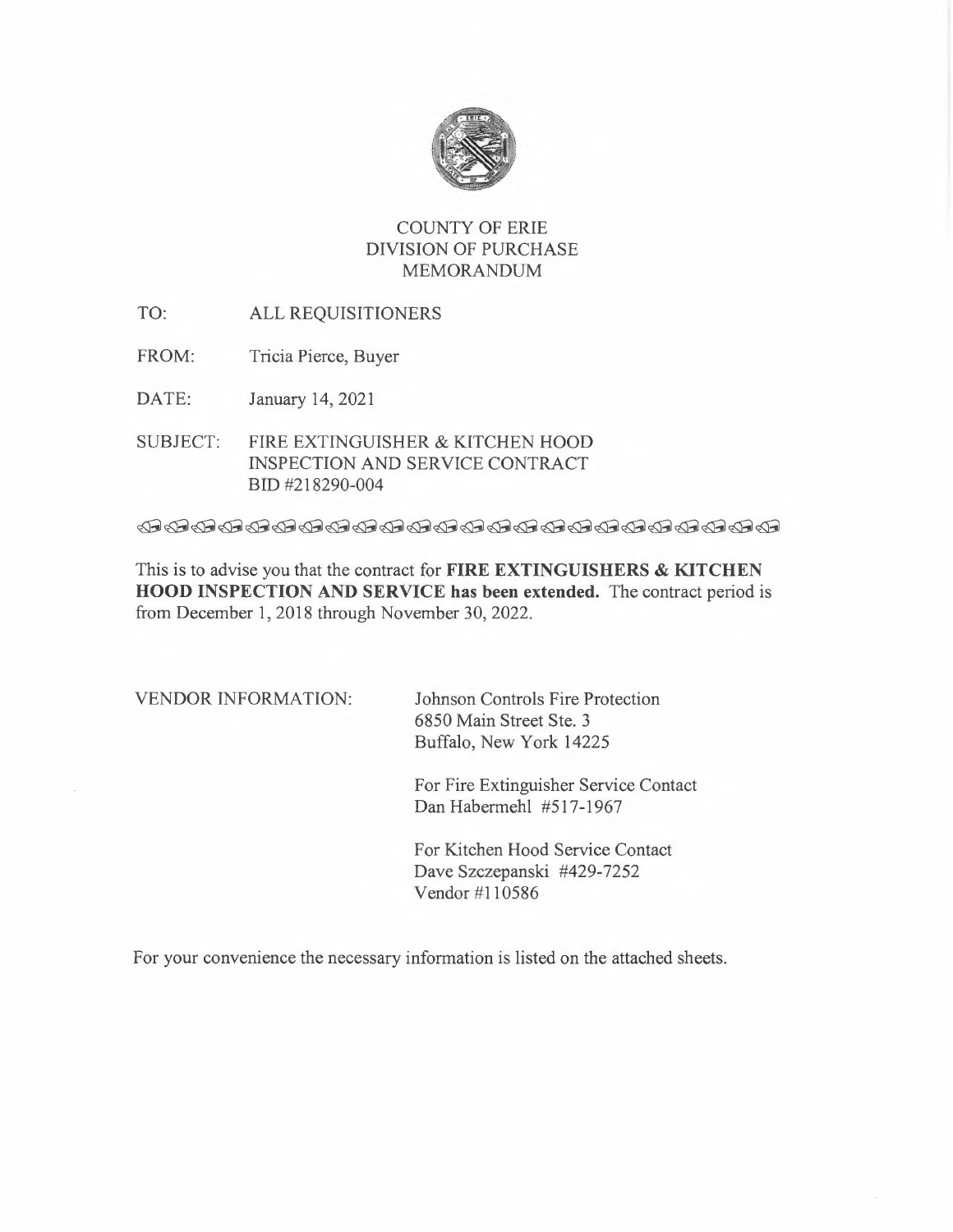# COUNTY OF ERIE
## DIVISION OF PURCHASE
## MEMORANDUM

TO: ALL REQUISITIONERS

FROM: Tricia Pierce, Buyer

DATE: January 14, 2021

SUBJECT: FIRE EXTINGUISHER & KITCHEN HOOD INSPECTION AND SERVICE CONTRACT BID #218290-004

This is to advise you that the contract for **FIRE EXTINGUISHERS & KITCHEN HOOD INSPECTION AND SERVICE has been extended.** The contract period is from December 1, 2018 through November 30, 2022.

VENDOR INFORMATION:

Johnson Controls Fire Protection
6850 Main Street Ste. 3
Buffalo, New York 14225

For Fire Extinguisher Service Contact
Dan Habermehl #517-1967

For Kitchen Hood Service Contact
Dave Szczepanski #429-7252
Vendor #110586

For your convenience the necessary information is listed on the attached sheets.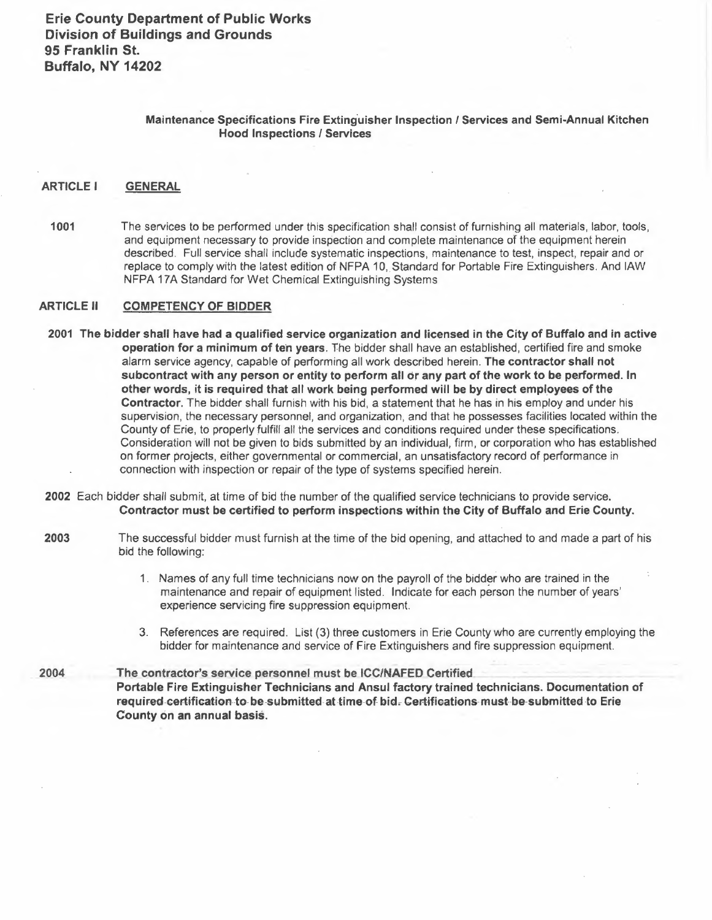**Erie County Department of Public Works**
**Division of Buildings and Grounds**
**95 Franklin St.**
**Buffalo, NY 14202**

**Maintenance Specifications Fire Extinguisher Inspection / Services and Semi-Annual Kitchen Hood Inspections / Services**

## ARTICLE I GENERAL

**1001** The services to be performed under this specification shall consist of furnishing all materials, labor, tools, and equipment necessary to provide inspection and complete maintenance of the equipment herein described. Full service shall include systematic inspections, maintenance to test, inspect, repair and or replace to comply with the latest edition of NFPA 10, Standard for Portable Fire Extinguishers. And IAW NFPA 17A Standard for Wet Chemical Extinguishing Systems

## ARTICLE II COMPETENCY OF BIDDER

**2001** **The bidder shall have had a qualified service organization and licensed in the City of Buffalo and in active operation for a minimum of ten years.** The bidder shall have an established, certified fire and smoke alarm service agency, capable of performing all work described herein. **The contractor shall not subcontract with any person or entity to perform all or any part of the work to be performed. In other words, it is required that all work being performed will be by direct employees of the Contractor.** The bidder shall furnish with his bid, a statement that he has in his employ and under his supervision, the necessary personnel, and organization, and that he possesses facilities located within the County of Erie, to properly fulfill all the services and conditions required under these specifications. Consideration will not be given to bids submitted by an individual, firm, or corporation who has established on former projects, either governmental or commercial, an unsatisfactory record of performance in connection with inspection or repair of the type of systems specified herein.

**2002** Each bidder shall submit, at time of bid the number of the qualified service technicians to provide service. **Contractor must be certified to perform inspections within the City of Buffalo and Erie County.**

**2003** The successful bidder must furnish at the time of the bid opening, and attached to and made a part of his bid the following:

1. Names of any full time technicians now on the payroll of the bidder who are trained in the maintenance and repair of equipment listed. Indicate for each person the number of years' experience servicing fire suppression equipment.

3. References are required. List (3) three customers in Erie County who are currently employing the bidder for maintenance and service of Fire Extinguishers and fire suppression equipment.

**2004** **The contractor's service personnel must be ICC/NAFED Certified Portable Fire Extinguisher Technicians and Ansul factory trained technicians. Documentation of required certification to be submitted at time of bid. Certifications must be submitted to Erie County on an annual basis.**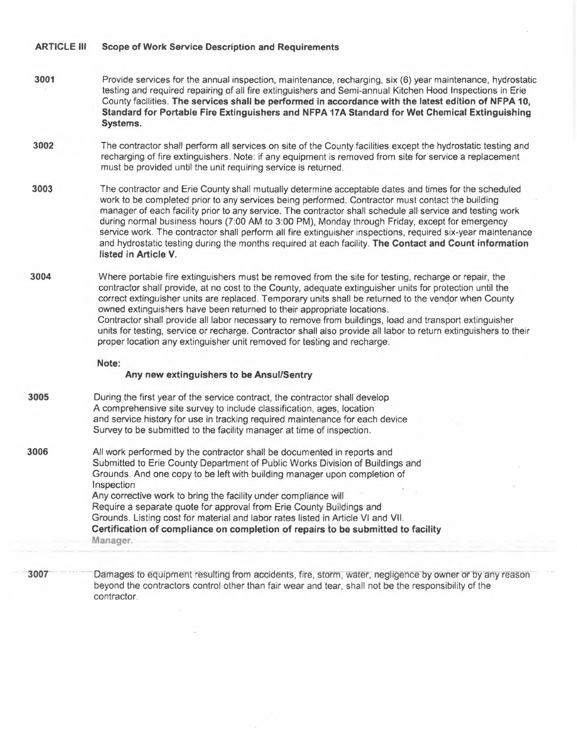## ARTICLE III Scope of Work Service Description and Requirements

**3001** Provide services for the annual inspection, maintenance, recharging, six (6) year maintenance, hydrostatic testing and required repairing of all fire extinguishers and Semi-annual Kitchen Hood Inspections in Erie County facilities. **The services shall be performed in accordance with the latest edition of NFPA 10, Standard for Portable Fire Extinguishers and NFPA 17A Standard for Wet Chemical Extinguishing Systems.**

**3002** The contractor shall perform all services on site of the County facilities except the hydrostatic testing and recharging of fire extinguishers. Note: if any equipment is removed from site for service a replacement must be provided until the unit requiring service is returned.

**3003** The contractor and Erie County shall mutually determine acceptable dates and times for the scheduled work to be completed prior to any services being performed. Contractor must contact the building manager of each facility prior to any service. The contractor shall schedule all service and testing work during normal business hours (7:00 AM to 3:00 PM), Monday through Friday, except for emergency service work. The contractor shall perform all fire extinguisher inspections, required six-year maintenance and hydrostatic testing during the months required at each facility. **The Contact and Count information listed in Article V.**

**3004** Where portable fire extinguishers must be removed from the site for testing, recharge or repair, the contractor shall provide, at no cost to the County, adequate extinguisher units for protection until the correct extinguisher units are replaced. Temporary units shall be returned to the vendor when County owned extinguishers have been returned to their appropriate locations.
Contractor shall provide all labor necessary to remove from buildings, load and transport extinguisher units for testing, service or recharge. Contractor shall also provide all labor to return extinguishers to their proper location any extinguisher unit removed for testing and recharge.

**Note:**
**Any new extinguishers to be Ansul/Sentry**

**3005** During the first year of the service contract, the contractor shall develop
A comprehensive site survey to include classification, ages, location
and service history for use in tracking required maintenance for each device
Survey to be submitted to the facility manager at time of inspection.

**3006** All work performed by the contractor shall be documented in reports and
Submitted to Erie County Department of Public Works Division of Buildings and
Grounds. And one copy to be left with building manager upon completion of
Inspection
Any corrective work to bring the facility under compliance will
Require a separate quote for approval from Erie County Buildings and
Grounds. Listing cost for material and labor rates listed in Article VI and VII.
**Certification of compliance on completion of repairs to be submitted to facility Manager.**

**3007** Damages to equipment resulting from accidents, fire, storm, water, negligence by owner or by any reason beyond the contractors control other than fair wear and tear, shall not be the responsibility of the contractor.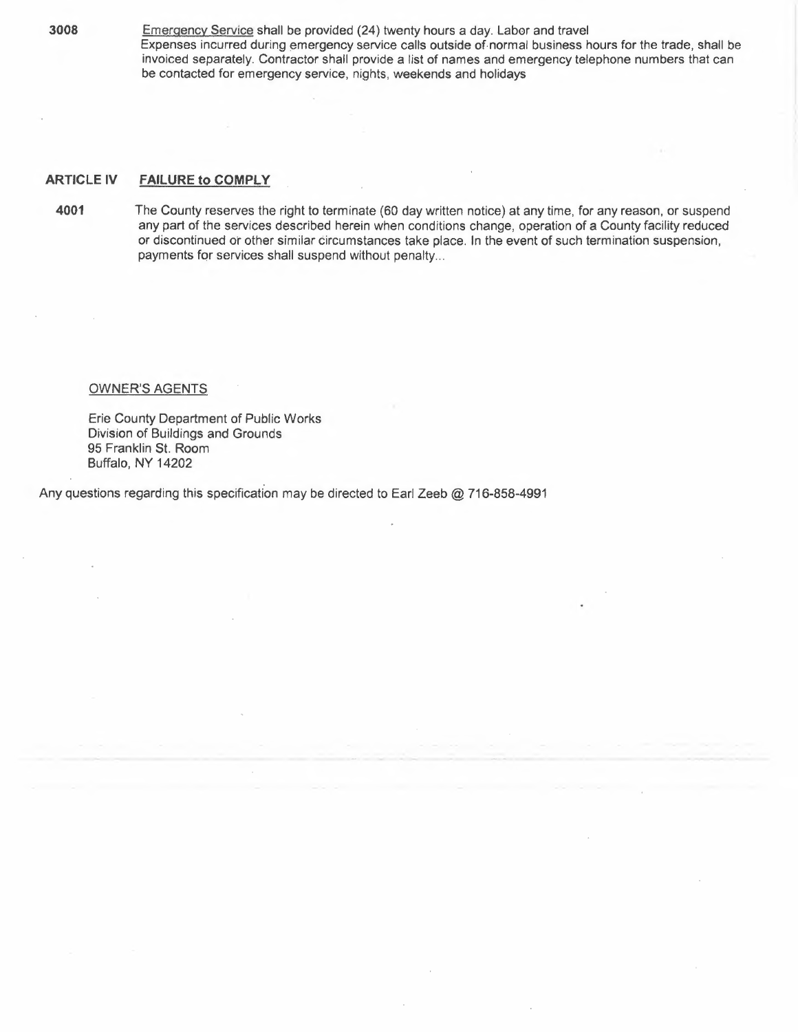**3008** <u>Emergency Service</u> shall be provided (24) twenty hours a day. Labor and travel Expenses incurred during emergency service calls outside of normal business hours for the trade, shall be invoiced separately. Contractor shall provide a list of names and emergency telephone numbers that can be contacted for emergency service, nights, weekends and holidays

## ARTICLE IV FAILURE to COMPLY

**4001** The County reserves the right to terminate (60 day written notice) at any time, for any reason, or suspend any part of the services described herein when conditions change, operation of a County facility reduced or discontinued or other similar circumstances take place. In the event of such termination suspension, payments for services shall suspend without penalty...

<u>OWNER'S AGENTS</u>

Erie County Department of Public Works
Division of Buildings and Grounds
95 Franklin St. Room
Buffalo, NY 14202

Any questions regarding this specification may be directed to Earl Zeeb @ 716-858-4991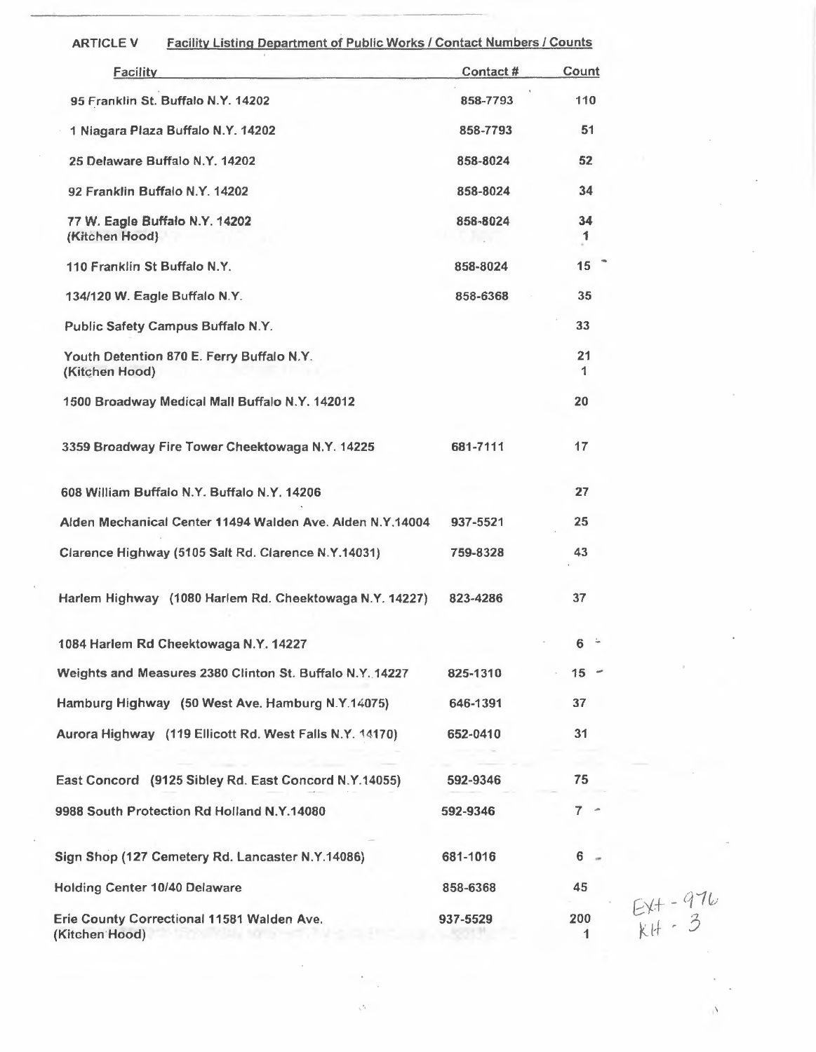**ARTICLE V** **Facility Listing Department of Public Works / Contact Numbers / Counts**

| Facility | Contact # | Count |
|---|---|---|
| 95 Franklin St. Buffalo N.Y. 14202 | 858-7793 | 110 |
| 1 Niagara Plaza Buffalo N.Y. 14202 | 858-7793 | 51 |
| 25 Delaware Buffalo N.Y. 14202 | 858-8024 | 52 |
| 92 Franklin Buffalo N.Y. 14202 | 858-8024 | 34 |
| 77 W. Eagle Buffalo N.Y. 14202<br>(Kitchen Hood) | 858-8024 | 34<br>1 |
| 110 Franklin St Buffalo N.Y. | 858-8024 | 15 |
| 134/120 W. Eagle Buffalo N.Y. | 858-6368 | 35 |
| Public Safety Campus Buffalo N.Y. | | 33 |
| Youth Detention 870 E. Ferry Buffalo N.Y.<br>(Kitchen Hood) | | 21<br>1 |
| 1500 Broadway Medical Mall Buffalo N.Y. 142012 | | 20 |
| 3359 Broadway Fire Tower Cheektowaga N.Y. 14225 | 681-7111 | 17 |
| 608 William Buffalo N.Y. Buffalo N.Y. 14206 | | 27 |
| Alden Mechanical Center 11494 Walden Ave. Alden N.Y.14004 | 937-5521 | 25 |
| Clarence Highway (5105 Salt Rd. Clarence N.Y.14031) | 759-8328 | 43 |
| Harlem Highway (1080 Harlem Rd. Cheektowaga N.Y. 14227) | 823-4286 | 37 |
| 1084 Harlem Rd Cheektowaga N.Y. 14227 | | 6 |
| Weights and Measures 2380 Clinton St. Buffalo N.Y. 14227 | 825-1310 | 15 |
| Hamburg Highway (50 West Ave. Hamburg N.Y.14075) | 646-1391 | 37 |
| Aurora Highway (119 Ellicott Rd. West Falls N.Y. 14170) | 652-0410 | 31 |
| East Concord (9125 Sibley Rd. East Concord N.Y.14055) | 592-9346 | 75 |
| 9988 South Protection Rd Holland N.Y.14080 | 592-9346 | 7 |
| Sign Shop (127 Cemetery Rd. Lancaster N.Y.14086) | 681-1016 | 6 |
| Holding Center 10/40 Delaware | 858-6368 | 45 |
| Erie County Correctional 11581 Walden Ave.<br>(Kitchen Hood) | 937-5529 | 200<br>1 |

EXT - 976
KH - 3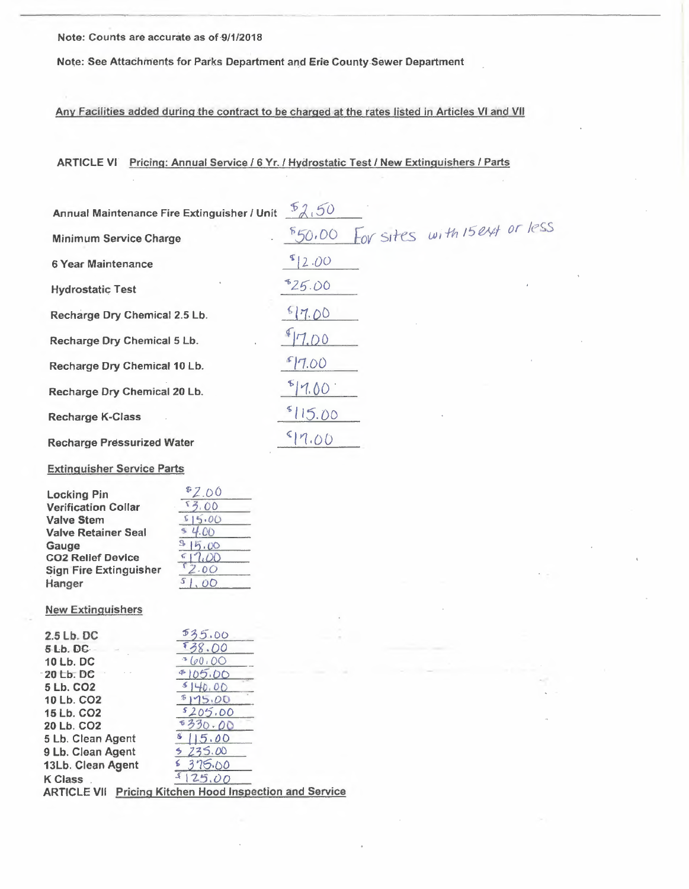**Note: Counts are accurate as of 9/1/2018**

**Note: See Attachments for Parks Department and Erie County Sewer Department**

**Any Facilities added during the contract to be charged at the rates listed in Articles VI and VII**

## ARTICLE VI Pricing: Annual Service / 6 Yr. / Hydrostatic Test / New Extinguishers / Parts

| | |
|---|---|
| Annual Maintenance Fire Extinguisher / Unit | $2.50 |
| Minimum Service Charge | $50.00 For sites with 15 ext or less |
| 6 Year Maintenance | $12.00 |
| Hydrostatic Test | $25.00 |
| Recharge Dry Chemical 2.5 Lb. | $17.00 |
| Recharge Dry Chemical 5 Lb. | $17.00 |
| Recharge Dry Chemical 10 Lb. | $17.00 |
| Recharge Dry Chemical 20 Lb. | $17.00 |
| Recharge K-Class | $115.00 |
| Recharge Pressurized Water | $17.00 |

### Extinguisher Service Parts

| | |
|---|---|
| Locking Pin | $2.00 |
| Verification Collar | $3.00 |
| Valve Stem | $15.00 |
| Valve Retainer Seal | $4.00 |
| Gauge | $15.00 |
| CO2 Relief Device | $17.00 |
| Sign Fire Extinguisher | $2.00 |
| Hanger | $1.00 |

### New Extinguishers

| | |
|---|---|
| 2.5 Lb. DC | $35.00 |
| 5 Lb. DC | $38.00 |
| 10 Lb. DC | $60.00 |
| 20 Lb. DC | $105.00 |
| 5 Lb. CO2 | $140.00 |
| 10 Lb. CO2 | $175.00 |
| 15 Lb. CO2 | $205.00 |
| 20 Lb. CO2 | $330.00 |
| 5 Lb. Clean Agent | $115.00 |
| 9 Lb. Clean Agent | $235.00 |
| 13Lb. Clean Agent | $375.00 |
| K Class | $125.00 |

## ARTICLE VII Pricing Kitchen Hood Inspection and Service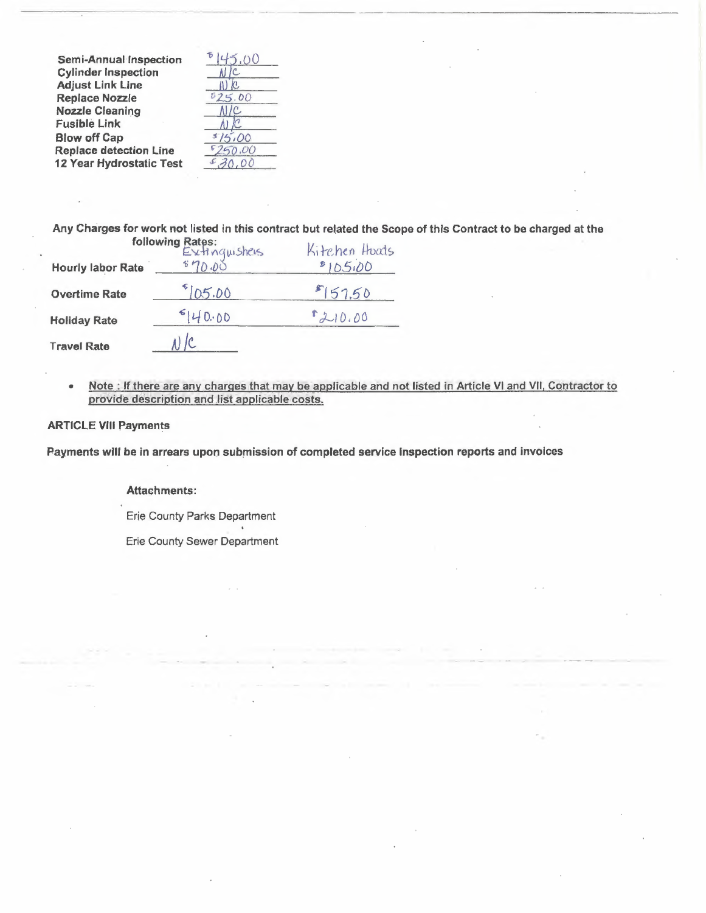| | |
|---|---|
| **Semi-Annual Inspection** | $145.00 |
| **Cylinder Inspection** | N/C |
| **Adjust Link Line** | N/C |
| **Replace Nozzle** | $25.00 |
| **Nozzle Cleaning** | N/C |
| **Fusible Link** | N/C |
| **Blow off Cap** | $15.00 |
| **Replace detection Line** | $250.00 |
| **12 Year Hydrostatic Test** | $30.00 |

**Any Charges for work not listed in this contract but related the Scope of this Contract to be charged at the following Rates:**

| | Extinguishers | Kitchen Hoods |
|---|---|---|
| **Hourly labor Rate** | $70.00 | $105.00 |
| **Overtime Rate** | $105.00 | $157.50 |
| **Holiday Rate** | $140.00 | $210.00 |
| **Travel Rate** | N/C | |

- Note : If there are any charges that may be applicable and not listed in Article VI and VII, Contractor to provide description and list applicable costs.

**ARTICLE VIII Payments**

**Payments will be in arrears upon submission of completed service inspection reports and invoices**

**Attachments:**

Erie County Parks Department

Erie County Sewer Department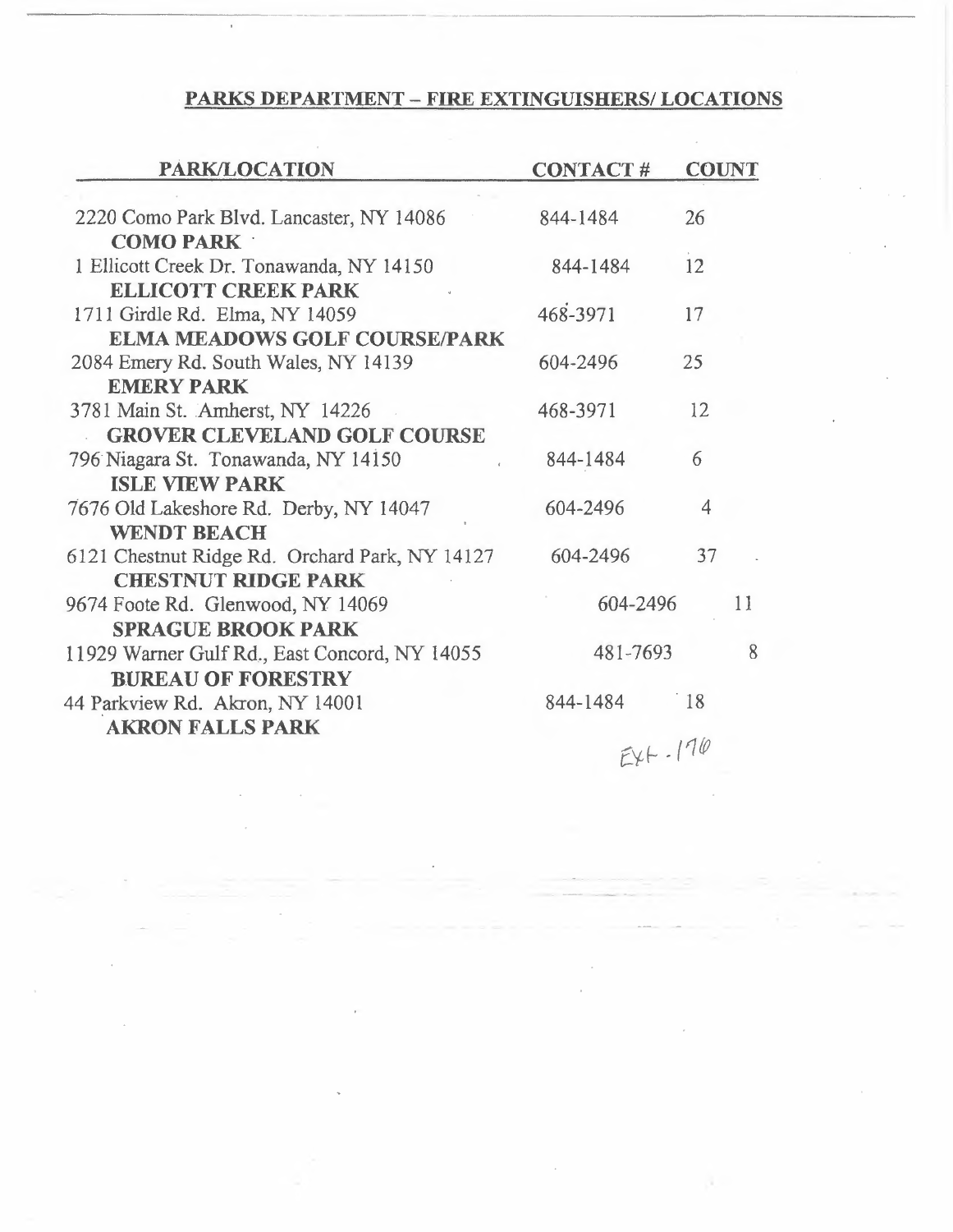## PARKS DEPARTMENT – FIRE EXTINGUISHERS/ LOCATIONS

| PARK/LOCATION | CONTACT # | COUNT |
|---|---|---|
| 2220 Como Park Blvd. Lancaster, NY 14086<br>**COMO PARK** | 844-1484 | 26 |
| 1 Ellicott Creek Dr. Tonawanda, NY 14150<br>**ELLICOTT CREEK PARK** | 844-1484 | 12 |
| 1711 Girdle Rd. Elma, NY 14059<br>**ELMA MEADOWS GOLF COURSE/PARK** | 468-3971 | 17 |
| 2084 Emery Rd. South Wales, NY 14139<br>**EMERY PARK** | 604-2496 | 25 |
| 3781 Main St. Amherst, NY 14226<br>**GROVER CLEVELAND GOLF COURSE** | 468-3971 | 12 |
| 796 Niagara St. Tonawanda, NY 14150<br>**ISLE VIEW PARK** | 844-1484 | 6 |
| 7676 Old Lakeshore Rd. Derby, NY 14047<br>**WENDT BEACH** | 604-2496 | 4 |
| 6121 Chestnut Ridge Rd. Orchard Park, NY 14127<br>**CHESTNUT RIDGE PARK** | 604-2496 | 37 |
| 9674 Foote Rd. Glenwood, NY 14069<br>**SPRAGUE BROOK PARK** | 604-2496 | 11 |
| 11929 Warner Gulf Rd., East Concord, NY 14055<br>**BUREAU OF FORESTRY** | 481-7693 | 8 |
| 44 Parkview Rd. Akron, NY 14001<br>**AKRON FALLS PARK** | 844-1484 | 18 |

Ext. 170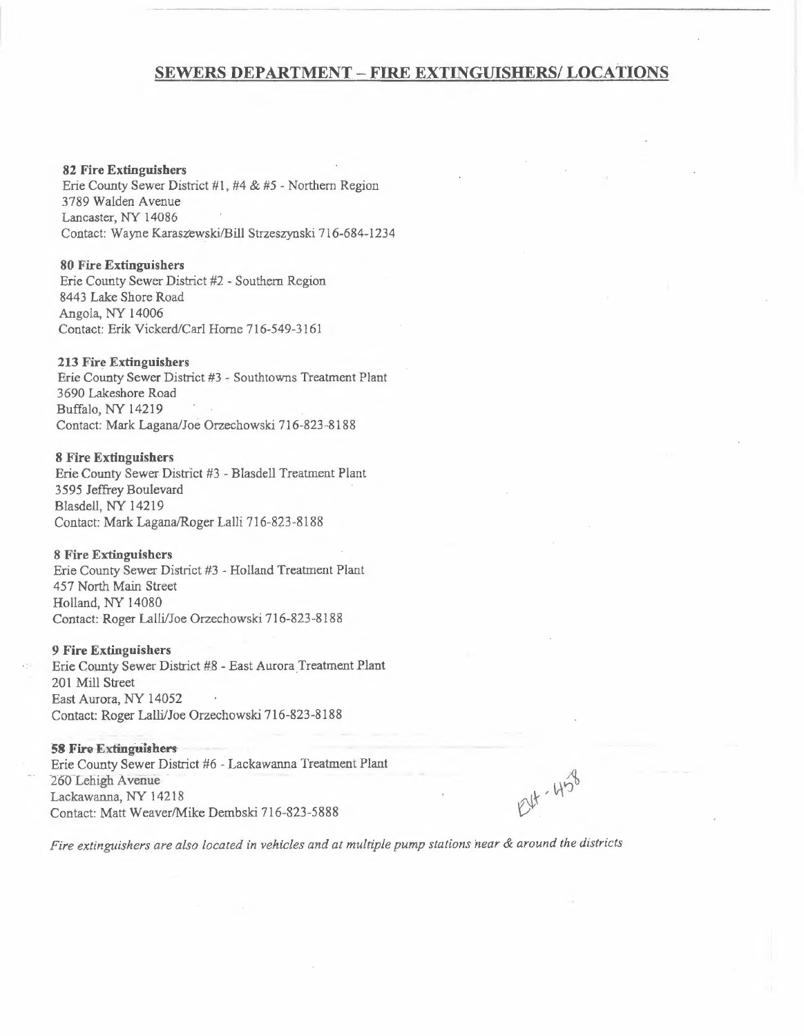## SEWERS DEPARTMENT – FIRE EXTINGUISHERS/ LOCATIONS

**82 Fire Extinguishers**
Erie County Sewer District #1, #4 & #5 - Northern Region
3789 Walden Avenue
Lancaster, NY 14086
Contact: Wayne Karaszewski/Bill Strzeszynski 716-684-1234

**80 Fire Extinguishers**
Erie County Sewer District #2 - Southern Region
8443 Lake Shore Road
Angola, NY 14006
Contact: Erik Vickerd/Carl Horne 716-549-3161

**213 Fire Extinguishers**
Erie County Sewer District #3 - Southtowns Treatment Plant
3690 Lakeshore Road
Buffalo, NY 14219
Contact: Mark Lagana/Joe Orzechowski 716-823-8188

**8 Fire Extinguishers**
Erie County Sewer District #3 - Blasdell Treatment Plant
3595 Jeffrey Boulevard
Blasdell, NY 14219
Contact: Mark Lagana/Roger Lalli 716-823-8188

**8 Fire Extinguishers**
Erie County Sewer District #3 - Holland Treatment Plant
457 North Main Street
Holland, NY 14080
Contact: Roger Lalli/Joe Orzechowski 716-823-8188

**9 Fire Extinguishers**
Erie County Sewer District #8 - East Aurora Treatment Plant
201 Mill Street
East Aurora, NY 14052
Contact: Roger Lalli/Joe Orzechowski 716-823-8188

**58 Fire Extinguishers**
Erie County Sewer District #6 - Lackawanna Treatment Plant
260 Lehigh Avenue
Lackawanna, NY 14218
Contact: Matt Weaver/Mike Dembski 716-823-5888

EU-458

*Fire extinguishers are also located in vehicles and at multiple pump stations near & around the districts*